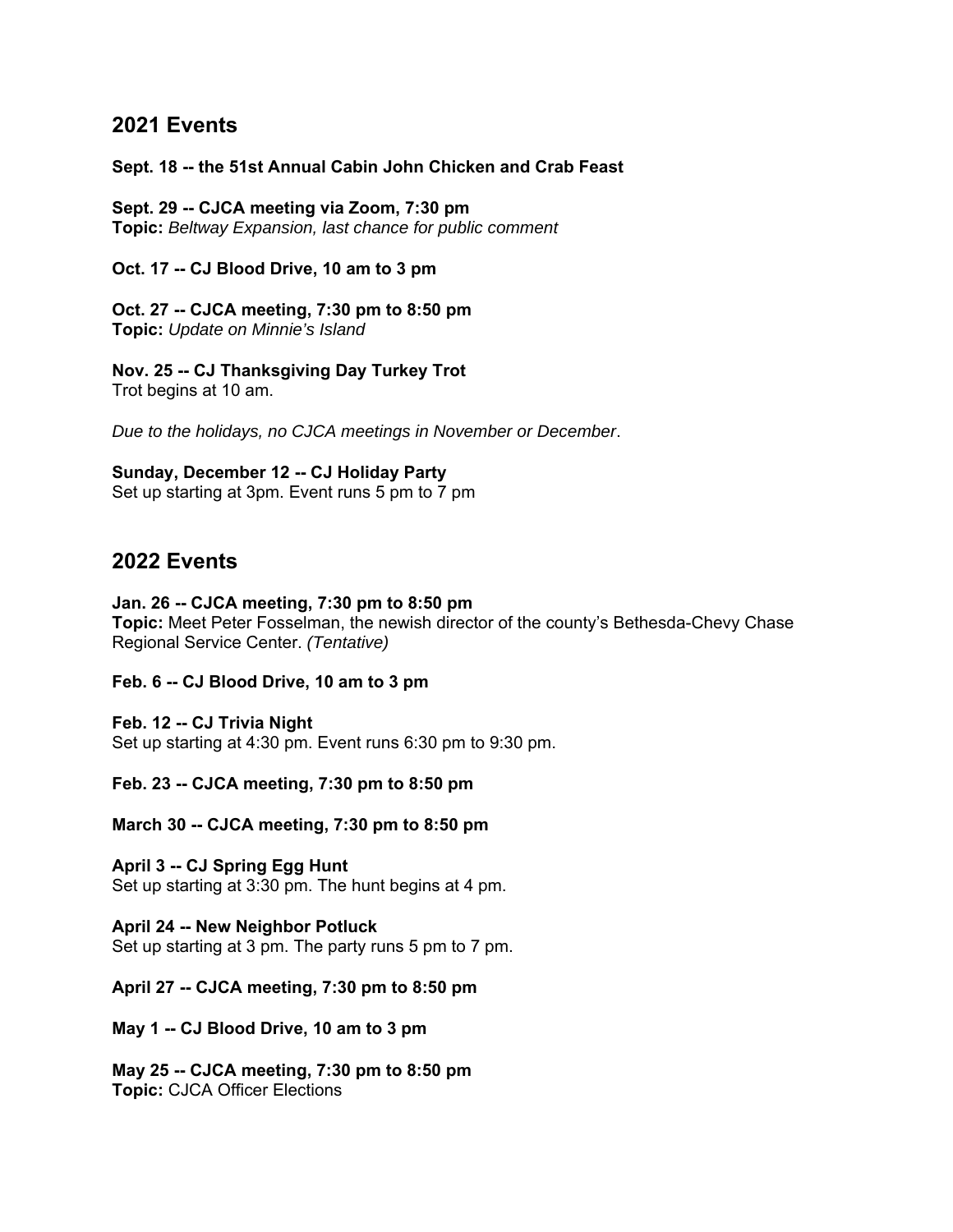## 2021 Events

**Sept. 18 -- the 51st Annual Cabin John Chicken and Crab Feast**

**Sept. 29 -- CJCA meeting via Zoom, 7:30 pm**
**Topic:** *Beltway Expansion, last chance for public comment*

**Oct. 17 -- CJ Blood Drive, 10 am to 3 pm**

**Oct. 27 -- CJCA meeting, 7:30 pm to 8:50 pm**
**Topic:** *Update on Minnie's Island*

**Nov. 25 -- CJ Thanksgiving Day Turkey Trot**
Trot begins at 10 am.

*Due to the holidays, no CJCA meetings in November or December*.

**Sunday, December 12 -- CJ Holiday Party**
Set up starting at 3pm. Event runs 5 pm to 7 pm

## 2022 Events

**Jan. 26 -- CJCA meeting, 7:30 pm to 8:50 pm**
**Topic:** Meet Peter Fosselman, the newish director of the county's Bethesda-Chevy Chase Regional Service Center. *(Tentative)*

**Feb. 6 -- CJ Blood Drive, 10 am to 3 pm**

**Feb. 12 -- CJ Trivia Night**
Set up starting at 4:30 pm. Event runs 6:30 pm to 9:30 pm.

**Feb. 23 -- CJCA meeting, 7:30 pm to 8:50 pm**

**March 30 -- CJCA meeting, 7:30 pm to 8:50 pm**

**April 3 -- CJ Spring Egg Hunt**
Set up starting at 3:30 pm. The hunt begins at 4 pm.

**April 24 -- New Neighbor Potluck**
Set up starting at 3 pm. The party runs 5 pm to 7 pm.

**April 27 -- CJCA meeting, 7:30 pm to 8:50 pm**

**May 1 -- CJ Blood Drive, 10 am to 3 pm**

**May 25 -- CJCA meeting, 7:30 pm to 8:50 pm**
**Topic:** CJCA Officer Elections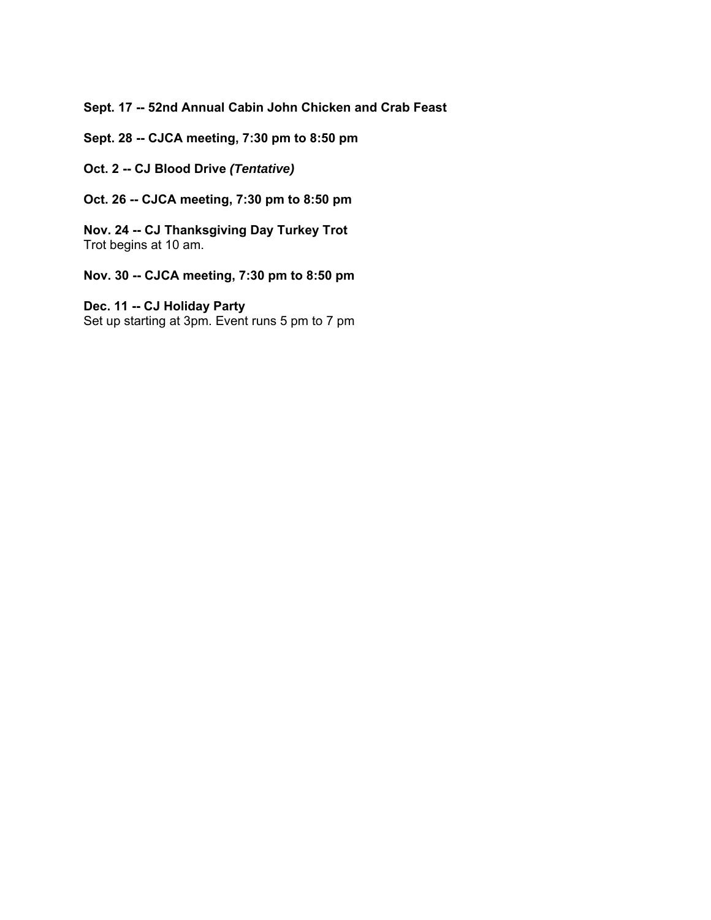**Sept. 17 -- 52nd Annual Cabin John Chicken and Crab Feast**

**Sept. 28 -- CJCA meeting, 7:30 pm to 8:50 pm**

**Oct. 2 -- CJ Blood Drive *(Tentative)***

**Oct. 26 -- CJCA meeting, 7:30 pm to 8:50 pm**

**Nov. 24 -- CJ Thanksgiving Day Turkey Trot**
Trot begins at 10 am.

**Nov. 30 -- CJCA meeting, 7:30 pm to 8:50 pm**

**Dec. 11 -- CJ Holiday Party**
Set up starting at 3pm. Event runs 5 pm to 7 pm